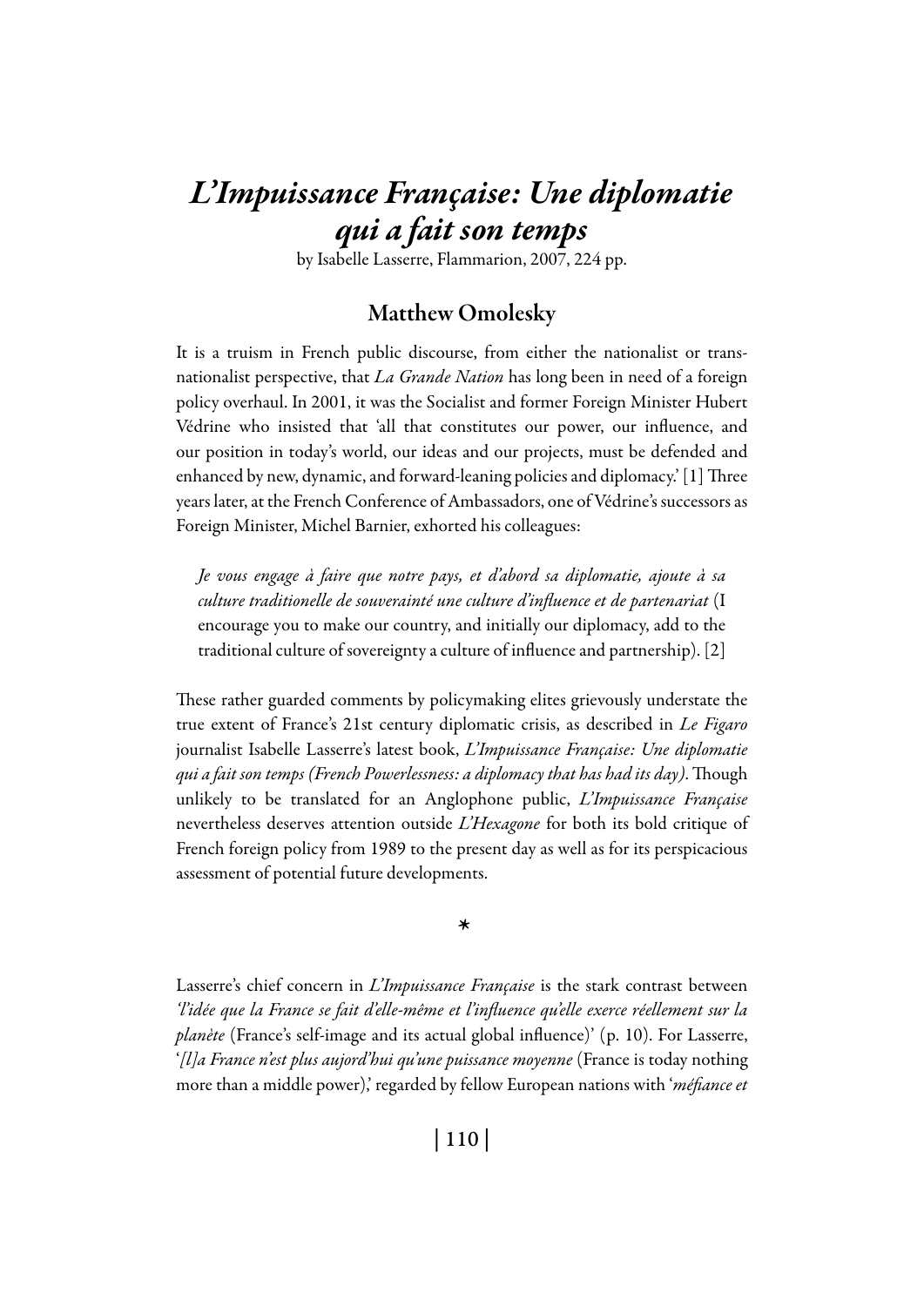# *L'Impuissance Française: Une diplomatie qui a fait son temps*

by Isabelle Lasserre, Flammarion, 2007, 224 pp.

## Matthew Omolesky

It is a truism in French public discourse, from either the nationalist or transnationalist perspective, that *La Grande Nation* has long been in need of a foreign policy overhaul. In 2001, it was the Socialist and former Foreign Minister Hubert Védrine who insisted that 'all that constitutes our power, our influence, and our position in today's world, our ideas and our projects, must be defended and enhanced by new, dynamic, and forward-leaning policies and diplomacy.' [1] Three years later, at the French Conference of Ambassadors, one of Védrine's successors as Foreign Minister, Michel Barnier, exhorted his colleagues:

> *Je vous engage à faire que notre pays, et d'abord sa diplomatie, ajoute à sa culture traditionelle de souverainté une culture d'influence et de partenariat* (I encourage you to make our country, and initially our diplomacy, add to the traditional culture of sovereignty a culture of influence and partnership). [2]

These rather guarded comments by policymaking elites grievously understate the true extent of France's 21st century diplomatic crisis, as described in *Le Figaro* journalist Isabelle Lasserre's latest book, *L'Impuissance Française: Une diplomatie qui a fait son temps (French Powerlessness: a diplomacy that has had its day)*. Though unlikely to be translated for an Anglophone public, *L'Impuissance Française* nevertheless deserves attention outside *L'Hexagone* for both its bold critique of French foreign policy from 1989 to the present day as well as for its perspicacious assessment of potential future developments.

*

Lasserre's chief concern in *L'Impuissance Française* is the stark contrast between *'l'idée que la France se fait d'elle-même et l'influence qu'elle exerce réellement sur la planète* (France's self-image and its actual global influence)' (p. 10). For Lasserre, '*[l]a France n'est plus aujord'hui qu'une puissance moyenne* (France is today nothing more than a middle power),' regarded by fellow European nations with '*méfiance et*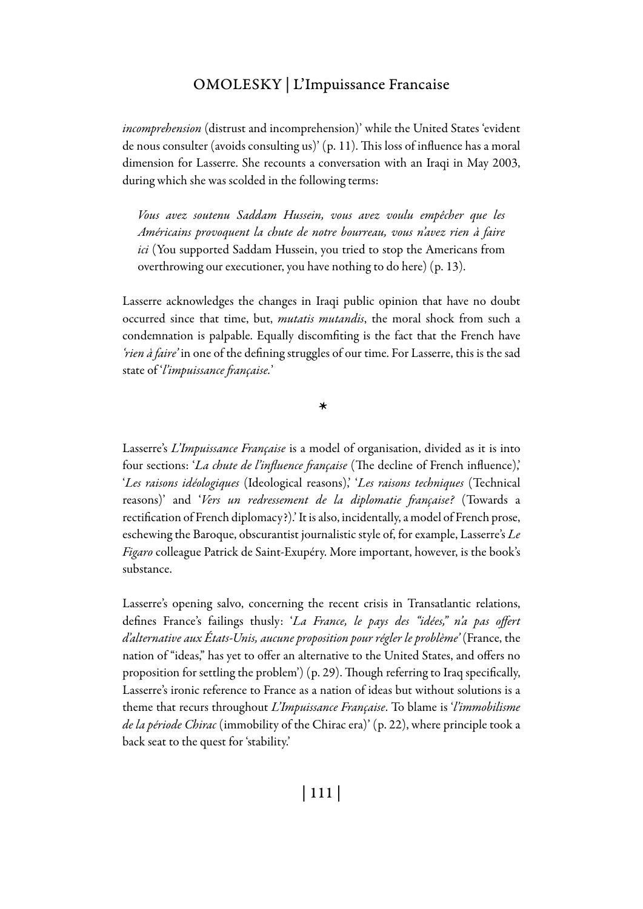*incomprehension* (distrust and incomprehension)' while the United States 'evident de nous consulter (avoids consulting us)' (p. 11). This loss of influence has a moral dimension for Lasserre. She recounts a conversation with an Iraqi in May 2003, during which she was scolded in the following terms:

> *Vous avez soutenu Saddam Hussein, vous avez voulu empêcher que les Américains provoquent la chute de notre bourreau, vous n'avez rien à faire ici* (You supported Saddam Hussein, you tried to stop the Americans from overthrowing our executioner, you have nothing to do here) (p. 13).

Lasserre acknowledges the changes in Iraqi public opinion that have no doubt occurred since that time, but, *mutatis mutandis*, the moral shock from such a condemnation is palpable. Equally discomfiting is the fact that the French have *'rien à faire'* in one of the defining struggles of our time. For Lasserre, this is the sad state of '*l'impuissance française*.'

*

Lasserre's *L'Impuissance Française* is a model of organisation, divided as it is into four sections: '*La chute de l'influence française* (The decline of French influence),' '*Les raisons idéologiques* (Ideological reasons),' '*Les raisons techniques* (Technical reasons)' and '*Vers un redressement de la diplomatie française?* (Towards a rectification of French diplomacy?).' It is also, incidentally, a model of French prose, eschewing the Baroque, obscurantist journalistic style of, for example, Lasserre's *Le Figaro* colleague Patrick de Saint-Exupéry. More important, however, is the book's substance.

Lasserre's opening salvo, concerning the recent crisis in Transatlantic relations, defines France's failings thusly: '*La France, le pays des "idées," n'a pas offert d'alternative aux États-Unis, aucune proposition pour régler le problème'* (France, the nation of "ideas," has yet to offer an alternative to the United States, and offers no proposition for settling the problem') (p. 29). Though referring to Iraq specifically, Lasserre's ironic reference to France as a nation of ideas but without solutions is a theme that recurs throughout *L'Impuissance Française*. To blame is '*l'immobilisme de la période Chirac* (immobility of the Chirac era)' (p. 22), where principle took a back seat to the quest for 'stability.'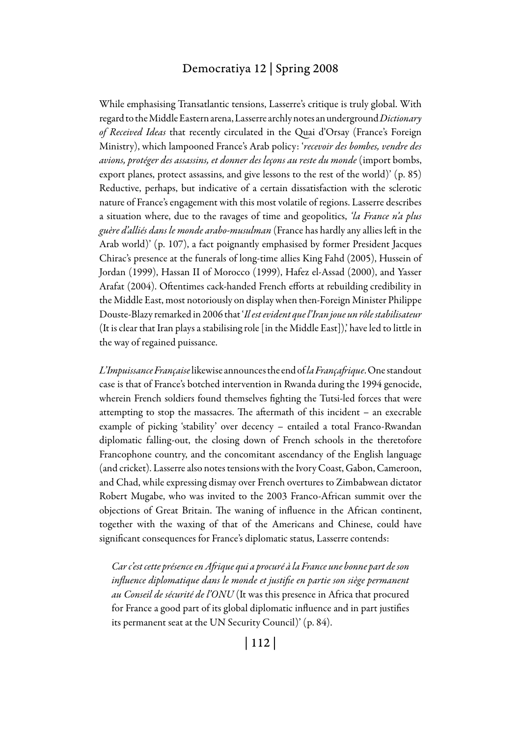While emphasising Transatlantic tensions, Lasserre's critique is truly global. With regard to the Middle Eastern arena, Lasserre archly notes an underground *Dictionary of Received Ideas* that recently circulated in the Quai d'Orsay (France's Foreign Ministry), which lampooned France's Arab policy: '*recevoir des bombes, vendre des avions, protéger des assassins, et donner des leçons au reste du monde* (import bombs, export planes, protect assassins, and give lessons to the rest of the world)' (p. 85) Reductive, perhaps, but indicative of a certain dissatisfaction with the sclerotic nature of France's engagement with this most volatile of regions. Lasserre describes a situation where, due to the ravages of time and geopolitics, *'la France n'a plus guère d'alliés dans le monde arabo-musulman* (France has hardly any allies left in the Arab world)' (p. 107), a fact poignantly emphasised by former President Jacques Chirac's presence at the funerals of long-time allies King Fahd (2005), Hussein of Jordan (1999), Hassan II of Morocco (1999), Hafez el-Assad (2000), and Yasser Arafat (2004). Oftentimes cack-handed French efforts at rebuilding credibility in the Middle East, most notoriously on display when then-Foreign Minister Philippe Douste-Blazy remarked in 2006 that '*Il est evident que l'Iran joue un rôle stabilisateur* (It is clear that Iran plays a stabilising role [in the Middle East]),' have led to little in the way of regained puissance.

*L'Impuissance Française* likewise announces the end of *la Françafrique*. One standout case is that of France's botched intervention in Rwanda during the 1994 genocide, wherein French soldiers found themselves fighting the Tutsi-led forces that were attempting to stop the massacres. The aftermath of this incident – an execrable example of picking 'stability' over decency – entailed a total Franco-Rwandan diplomatic falling-out, the closing down of French schools in the theretofore Francophone country, and the concomitant ascendancy of the English language (and cricket). Lasserre also notes tensions with the Ivory Coast, Gabon, Cameroon, and Chad, while expressing dismay over French overtures to Zimbabwean dictator Robert Mugabe, who was invited to the 2003 Franco-African summit over the objections of Great Britain. The waning of influence in the African continent, together with the waxing of that of the Americans and Chinese, could have significant consequences for France's diplomatic status, Lasserre contends:

> *Car c'est cette présence en Afrique qui a procuré à la France une bonne part de son influence diplomatique dans le monde et justifie en partie son siège permanent au Conseil de sécurité de l'ONU* (It was this presence in Africa that procured for France a good part of its global diplomatic influence and in part justifies its permanent seat at the UN Security Council)' (p. 84).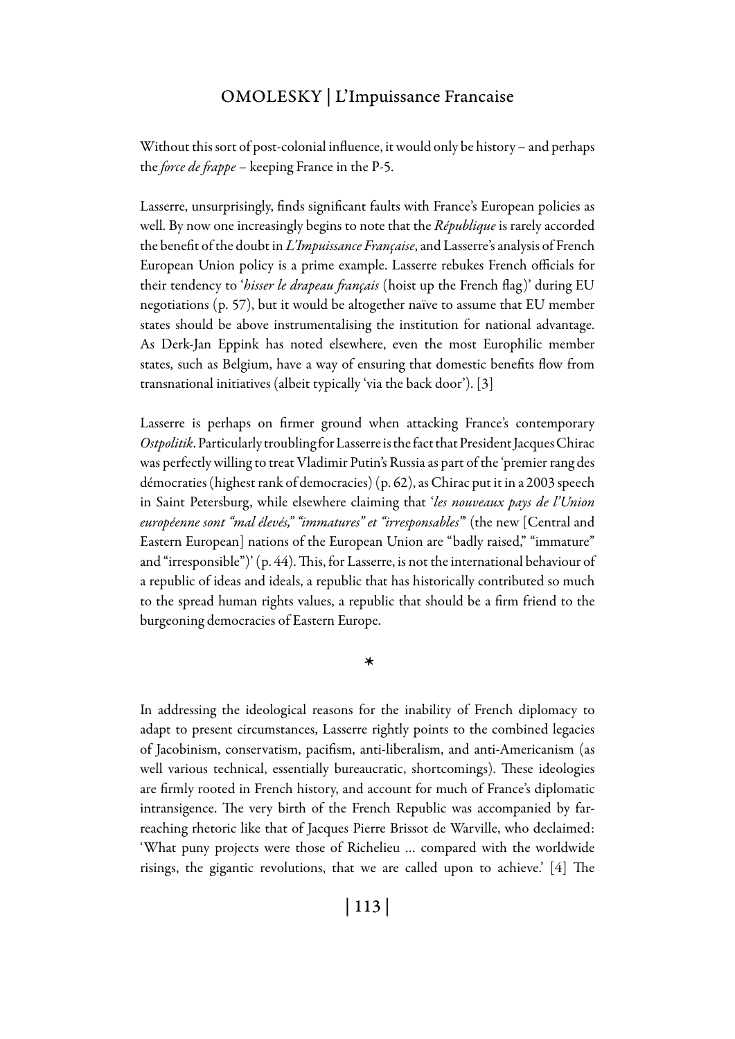Without this sort of post-colonial influence, it would only be history – and perhaps the *force de frappe* – keeping France in the P-5.

Lasserre, unsurprisingly, finds significant faults with France's European policies as well. By now one increasingly begins to note that the *République* is rarely accorded the benefit of the doubt in *L'Impuissance Française*, and Lasserre's analysis of French European Union policy is a prime example. Lasserre rebukes French officials for their tendency to '*hisser le drapeau français* (hoist up the French flag)' during EU negotiations (p. 57), but it would be altogether naïve to assume that EU member states should be above instrumentalising the institution for national advantage. As Derk-Jan Eppink has noted elsewhere, even the most Europhilic member states, such as Belgium, have a way of ensuring that domestic benefits flow from transnational initiatives (albeit typically 'via the back door'). [3]

Lasserre is perhaps on firmer ground when attacking France's contemporary *Ostpolitik*. Particularly troubling for Lasserre is the fact that President Jacques Chirac was perfectly willing to treat Vladimir Putin's Russia as part of the 'premier rang des démocraties (highest rank of democracies) (p. 62), as Chirac put it in a 2003 speech in Saint Petersburg, while elsewhere claiming that '*les nouveaux pays de l'Union européenne sont "mal élevés," "immatures" et "irresponsables"*' (the new [Central and Eastern European] nations of the European Union are "badly raised," "immature" and "irresponsible")' (p. 44). This, for Lasserre, is not the international behaviour of a republic of ideas and ideals, a republic that has historically contributed so much to the spread human rights values, a republic that should be a firm friend to the burgeoning democracies of Eastern Europe.

*

In addressing the ideological reasons for the inability of French diplomacy to adapt to present circumstances, Lasserre rightly points to the combined legacies of Jacobinism, conservatism, pacifism, anti-liberalism, and anti-Americanism (as well various technical, essentially bureaucratic, shortcomings). These ideologies are firmly rooted in French history, and account for much of France's diplomatic intransigence. The very birth of the French Republic was accompanied by far-reaching rhetoric like that of Jacques Pierre Brissot de Warville, who declaimed: 'What puny projects were those of Richelieu ... compared with the worldwide risings, the gigantic revolutions, that we are called upon to achieve.' [4] The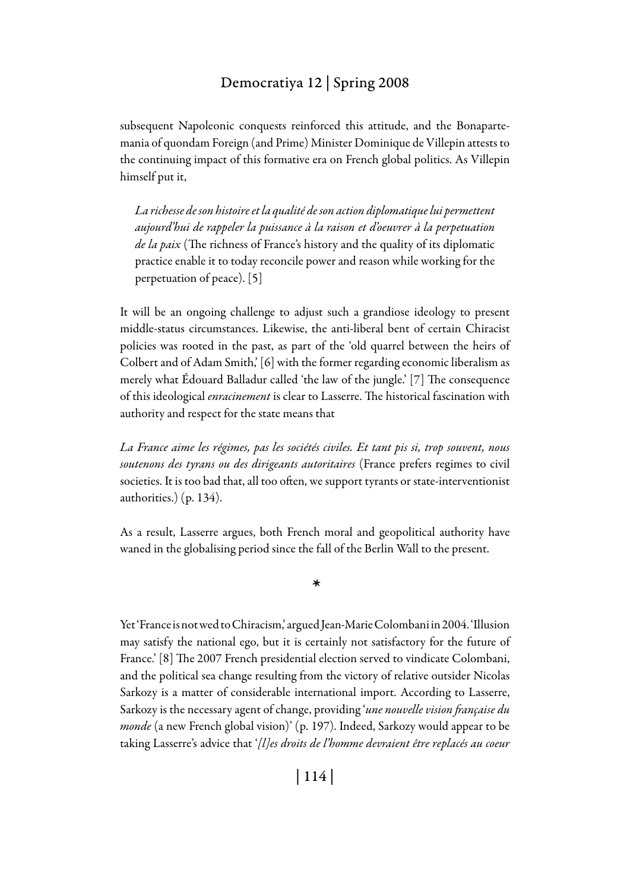subsequent Napoleonic conquests reinforced this attitude, and the Bonapartemania of quondam Foreign (and Prime) Minister Dominique de Villepin attests to the continuing impact of this formative era on French global politics. As Villepin himself put it,

> *La richesse de son histoire et la qualité de son action diplomatique lui permettent aujourd'hui de rappeler la puissance à la raison et d'oeuvrer à la perpetuation de la paix* (The richness of France's history and the quality of its diplomatic practice enable it to today reconcile power and reason while working for the perpetuation of peace). [5]

It will be an ongoing challenge to adjust such a grandiose ideology to present middle-status circumstances. Likewise, the anti-liberal bent of certain Chiracist policies was rooted in the past, as part of the 'old quarrel between the heirs of Colbert and of Adam Smith,' [6] with the former regarding economic liberalism as merely what Édouard Balladur called 'the law of the jungle.' [7] The consequence of this ideological *enracinement* is clear to Lasserre. The historical fascination with authority and respect for the state means that

*La France aime les régimes, pas les sociétés civiles. Et tant pis si, trop souvent, nous soutenons des tyrans ou des dirigeants autoritaires* (France prefers regimes to civil societies. It is too bad that, all too often, we support tyrants or state-interventionist authorities.) (p. 134).

As a result, Lasserre argues, both French moral and geopolitical authority have waned in the globalising period since the fall of the Berlin Wall to the present.

*

Yet 'France is not wed to Chiracism,' argued Jean-Marie Colombani in 2004. 'Illusion may satisfy the national ego, but it is certainly not satisfactory for the future of France.' [8] The 2007 French presidential election served to vindicate Colombani, and the political sea change resulting from the victory of relative outsider Nicolas Sarkozy is a matter of considerable international import. According to Lasserre, Sarkozy is the necessary agent of change, providing '*une nouvelle vision française du monde* (a new French global vision)' (p. 197). Indeed, Sarkozy would appear to be taking Lasserre's advice that '*[l]es droits de l'homme devraient être replacés au coeur*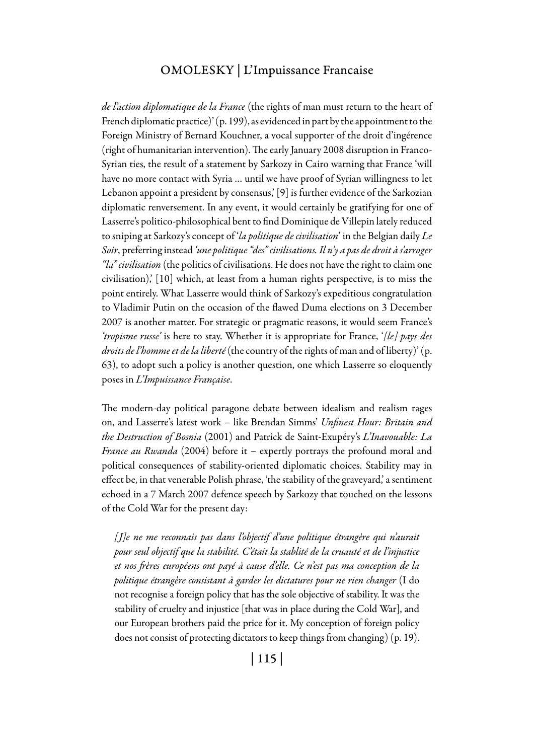*de l'action diplomatique de la France* (the rights of man must return to the heart of French diplomatic practice)' (p. 199), as evidenced in part by the appointment to the Foreign Ministry of Bernard Kouchner, a vocal supporter of the droit d'ingérence (right of humanitarian intervention). The early January 2008 disruption in Franco-Syrian ties, the result of a statement by Sarkozy in Cairo warning that France 'will have no more contact with Syria ... until we have proof of Syrian willingness to let Lebanon appoint a president by consensus,' [9] is further evidence of the Sarkozian diplomatic renversement. In any event, it would certainly be gratifying for one of Lasserre's politico-philosophical bent to find Dominique de Villepin lately reduced to sniping at Sarkozy's concept of '*la politique de civilisation*' in the Belgian daily *Le Soir*, preferring instead *'une politique "des" civilisations. Il n'y a pas de droit à s'arroger "la" civilisation* (the politics of civilisations. He does not have the right to claim one civilisation),' [10] which, at least from a human rights perspective, is to miss the point entirely. What Lasserre would think of Sarkozy's expeditious congratulation to Vladimir Putin on the occasion of the flawed Duma elections on 3 December 2007 is another matter. For strategic or pragmatic reasons, it would seem France's *'tropisme russe'* is here to stay. Whether it is appropriate for France, '*[le] pays des droits de l'homme et de la liberté* (the country of the rights of man and of liberty)' (p. 63), to adopt such a policy is another question, one which Lasserre so eloquently poses in *L'Impuissance Française*.

The modern-day political paragone debate between idealism and realism rages on, and Lasserre's latest work – like Brendan Simms' *Unfinest Hour: Britain and the Destruction of Bosnia* (2001) and Patrick de Saint-Exupéry's *L'Inavouable: La France au Rwanda* (2004) before it – expertly portrays the profound moral and political consequences of stability-oriented diplomatic choices. Stability may in effect be, in that venerable Polish phrase, 'the stability of the graveyard,' a sentiment echoed in a 7 March 2007 defence speech by Sarkozy that touched on the lessons of the Cold War for the present day:

> *[J]e ne me reconnais pas dans l'objectif d'une politique étrangère qui n'aurait pour seul objectif que la stabilité. C'était la stablité de la cruauté et de l'injustice et nos frères européens ont payé à cause d'elle. Ce n'est pas ma conception de la politique étrangère consistant à garder les dictatures pour ne rien changer* (I do not recognise a foreign policy that has the sole objective of stability. It was the stability of cruelty and injustice [that was in place during the Cold War], and our European brothers paid the price for it. My conception of foreign policy does not consist of protecting dictators to keep things from changing) (p. 19).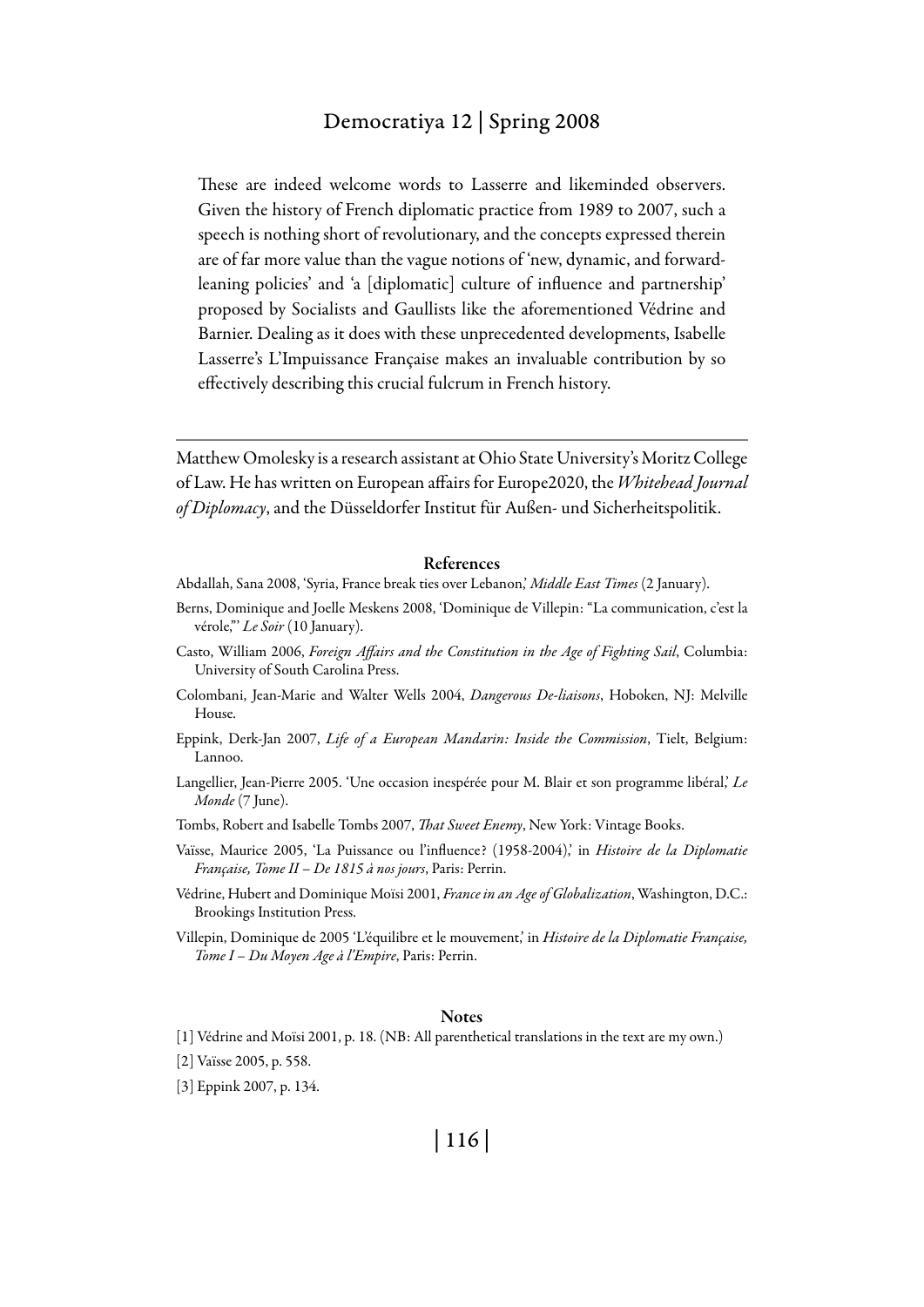These are indeed welcome words to Lasserre and likeminded observers. Given the history of French diplomatic practice from 1989 to 2007, such a speech is nothing short of revolutionary, and the concepts expressed therein are of far more value than the vague notions of 'new, dynamic, and forward-leaning policies' and 'a [diplomatic] culture of influence and partnership' proposed by Socialists and Gaullists like the aforementioned Védrine and Barnier. Dealing as it does with these unprecedented developments, Isabelle Lasserre's L'Impuissance Française makes an invaluable contribution by so effectively describing this crucial fulcrum in French history.

---

Matthew Omolesky is a research assistant at Ohio State University's Moritz College of Law. He has written on European affairs for Europe2020, the *Whitehead Journal of Diplomacy*, and the Düsseldorfer Institut für Außen- und Sicherheitspolitik.

## References

Abdallah, Sana 2008, 'Syria, France break ties over Lebanon,' *Middle East Times* (2 January).

Berns, Dominique and Joelle Meskens 2008, 'Dominique de Villepin: "La communication, c'est la vérole,"' *Le Soir* (10 January).

Casto, William 2006, *Foreign Affairs and the Constitution in the Age of Fighting Sail*, Columbia: University of South Carolina Press.

Colombani, Jean-Marie and Walter Wells 2004, *Dangerous De-liaisons*, Hoboken, NJ: Melville House.

Eppink, Derk-Jan 2007, *Life of a European Mandarin: Inside the Commission*, Tielt, Belgium: Lannoo.

Langellier, Jean-Pierre 2005. 'Une occasion inespérée pour M. Blair et son programme libéral,' *Le Monde* (7 June).

Tombs, Robert and Isabelle Tombs 2007, *That Sweet Enemy*, New York: Vintage Books.

Vaïsse, Maurice 2005, 'La Puissance ou l'influence? (1958-2004),' in *Histoire de la Diplomatie Française, Tome II – De 1815 à nos jours*, Paris: Perrin.

Védrine, Hubert and Dominique Moïsi 2001, *France in an Age of Globalization*, Washington, D.C.: Brookings Institution Press.

Villepin, Dominique de 2005 'L'équilibre et le mouvement,' in *Histoire de la Diplomatie Française, Tome I – Du Moyen Age à l'Empire*, Paris: Perrin.

## Notes

[1] Védrine and Moïsi 2001, p. 18. (NB: All parenthetical translations in the text are my own.)

[2] Vaïsse 2005, p. 558.

[3] Eppink 2007, p. 134.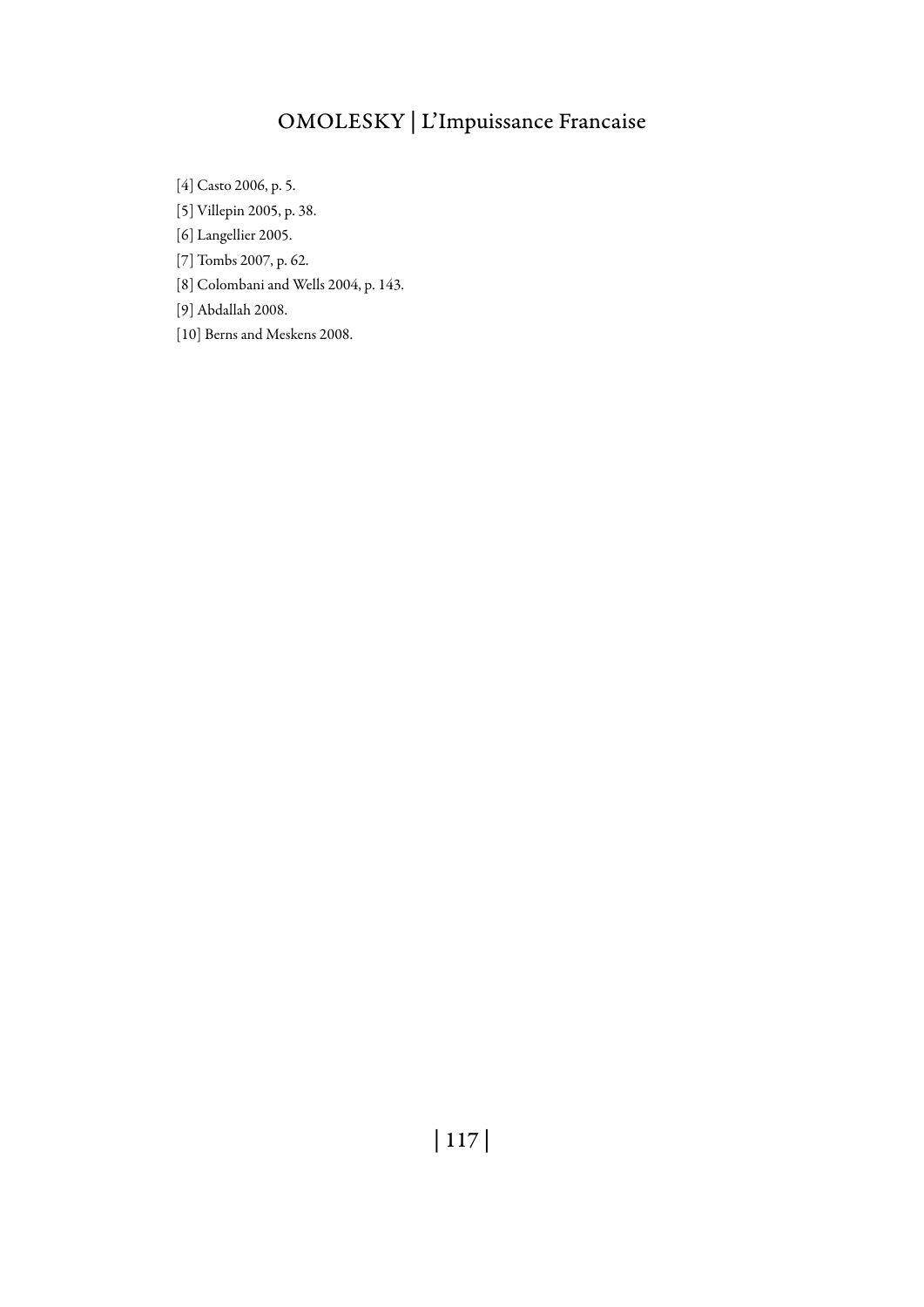[4] Casto 2006, p. 5.

[5] Villepin 2005, p. 38.

[6] Langellier 2005.

[7] Tombs 2007, p. 62.

[8] Colombani and Wells 2004, p. 143.

[9] Abdallah 2008.

[10] Berns and Meskens 2008.